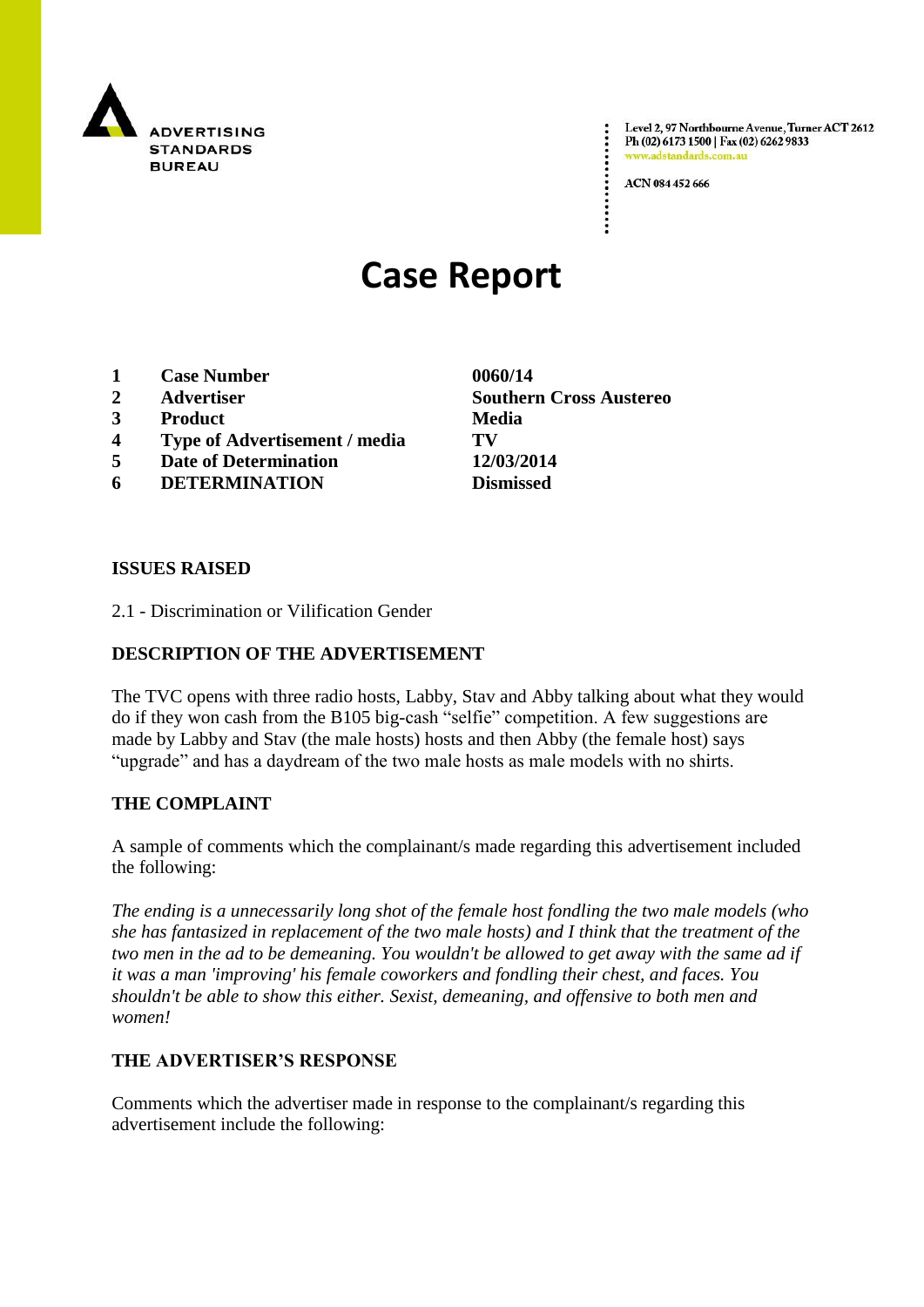ADVERTISING STANDARDS BUREAU

Level 2, 97 Northbourne Avenue, Turner ACT 2612
Ph (02) 6173 1500 | Fax (02) 6262 9833
www.adstandards.com.au

ACN 084 452 666

# Case Report

| | | |
|---|---|---|
| **1** | **Case Number** | **0060/14** |
| **2** | **Advertiser** | **Southern Cross Austereo** |
| **3** | **Product** | **Media** |
| **4** | **Type of Advertisement / media** | **TV** |
| **5** | **Date of Determination** | **12/03/2014** |
| **6** | **DETERMINATION** | **Dismissed** |

**ISSUES RAISED**

2.1 - Discrimination or Vilification Gender

**DESCRIPTION OF THE ADVERTISEMENT**

The TVC opens with three radio hosts, Labby, Stav and Abby talking about what they would do if they won cash from the B105 big-cash "selfie" competition. A few suggestions are made by Labby and Stav (the male hosts) hosts and then Abby (the female host) says "upgrade" and has a daydream of the two male hosts as male models with no shirts.

**THE COMPLAINT**

A sample of comments which the complainant/s made regarding this advertisement included the following:

*The ending is a unnecessarily long shot of the female host fondling the two male models (who she has fantasized in replacement of the two male hosts) and I think that the treatment of the two men in the ad to be demeaning. You wouldn't be allowed to get away with the same ad if it was a man 'improving' his female coworkers and fondling their chest, and faces. You shouldn't be able to show this either. Sexist, demeaning, and offensive to both men and women!*

**THE ADVERTISER'S RESPONSE**

Comments which the advertiser made in response to the complainant/s regarding this advertisement include the following: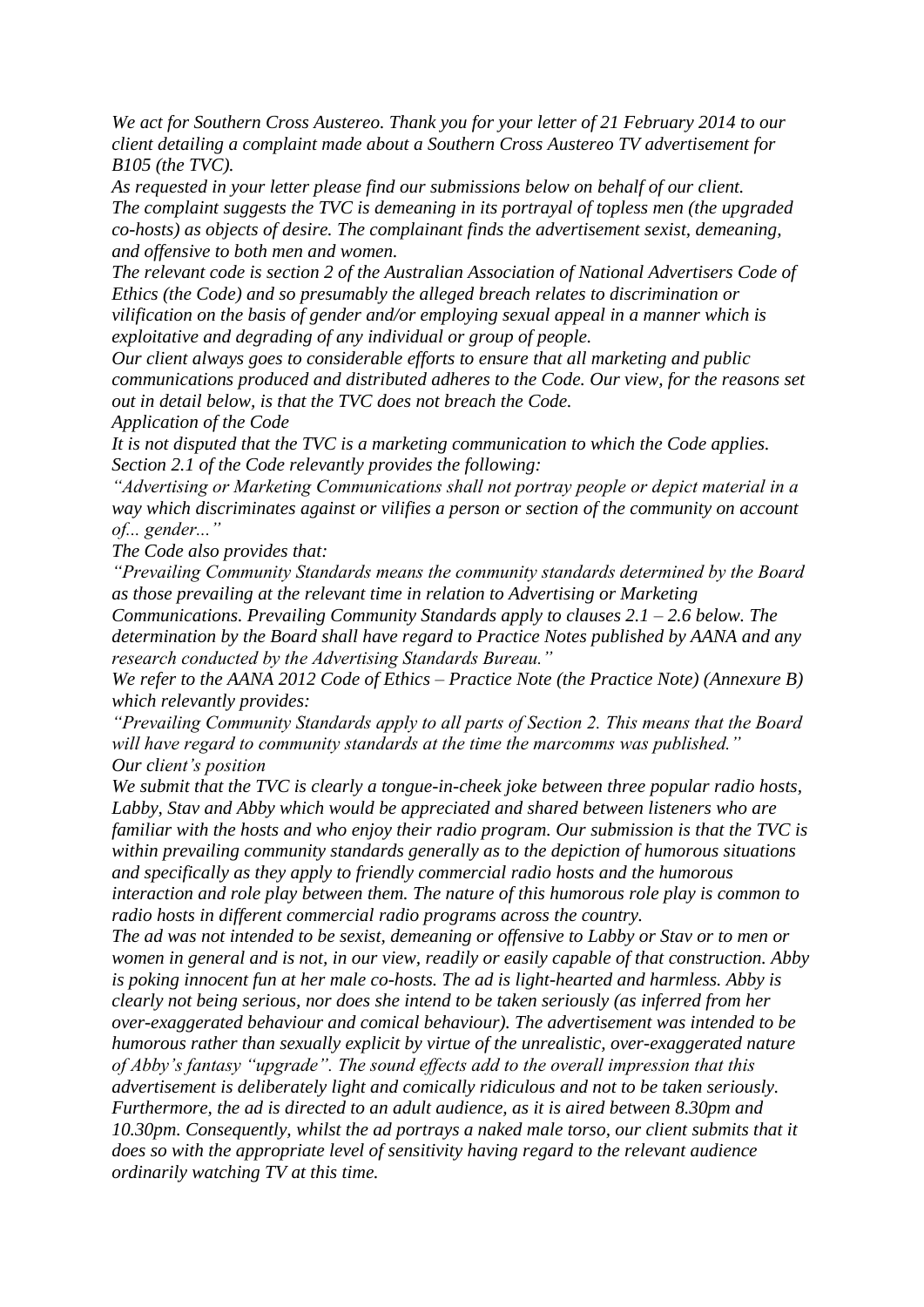*We act for Southern Cross Austereo. Thank you for your letter of 21 February 2014 to our client detailing a complaint made about a Southern Cross Austereo TV advertisement for B105 (the TVC).*

*As requested in your letter please find our submissions below on behalf of our client.*

*The complaint suggests the TVC is demeaning in its portrayal of topless men (the upgraded co-hosts) as objects of desire. The complainant finds the advertisement sexist, demeaning, and offensive to both men and women.*

*The relevant code is section 2 of the Australian Association of National Advertisers Code of Ethics (the Code) and so presumably the alleged breach relates to discrimination or vilification on the basis of gender and/or employing sexual appeal in a manner which is exploitative and degrading of any individual or group of people.*

*Our client always goes to considerable efforts to ensure that all marketing and public communications produced and distributed adheres to the Code. Our view, for the reasons set out in detail below, is that the TVC does not breach the Code.*

*Application of the Code*

*It is not disputed that the TVC is a marketing communication to which the Code applies. Section 2.1 of the Code relevantly provides the following:*

*"Advertising or Marketing Communications shall not portray people or depict material in a way which discriminates against or vilifies a person or section of the community on account of... gender..."*

*The Code also provides that:*

*"Prevailing Community Standards means the community standards determined by the Board as those prevailing at the relevant time in relation to Advertising or Marketing Communications. Prevailing Community Standards apply to clauses 2.1 – 2.6 below. The determination by the Board shall have regard to Practice Notes published by AANA and any research conducted by the Advertising Standards Bureau."*

*We refer to the AANA 2012 Code of Ethics – Practice Note (the Practice Note) (Annexure B) which relevantly provides:*

*"Prevailing Community Standards apply to all parts of Section 2. This means that the Board will have regard to community standards at the time the marcomms was published."*

*Our client's position*

*We submit that the TVC is clearly a tongue-in-cheek joke between three popular radio hosts, Labby, Stav and Abby which would be appreciated and shared between listeners who are familiar with the hosts and who enjoy their radio program. Our submission is that the TVC is within prevailing community standards generally as to the depiction of humorous situations and specifically as they apply to friendly commercial radio hosts and the humorous interaction and role play between them. The nature of this humorous role play is common to radio hosts in different commercial radio programs across the country.*

*The ad was not intended to be sexist, demeaning or offensive to Labby or Stav or to men or women in general and is not, in our view, readily or easily capable of that construction. Abby is poking innocent fun at her male co-hosts. The ad is light-hearted and harmless. Abby is clearly not being serious, nor does she intend to be taken seriously (as inferred from her over-exaggerated behaviour and comical behaviour). The advertisement was intended to be humorous rather than sexually explicit by virtue of the unrealistic, over-exaggerated nature of Abby's fantasy "upgrade". The sound effects add to the overall impression that this advertisement is deliberately light and comically ridiculous and not to be taken seriously. Furthermore, the ad is directed to an adult audience, as it is aired between 8.30pm and 10.30pm. Consequently, whilst the ad portrays a naked male torso, our client submits that it does so with the appropriate level of sensitivity having regard to the relevant audience ordinarily watching TV at this time.*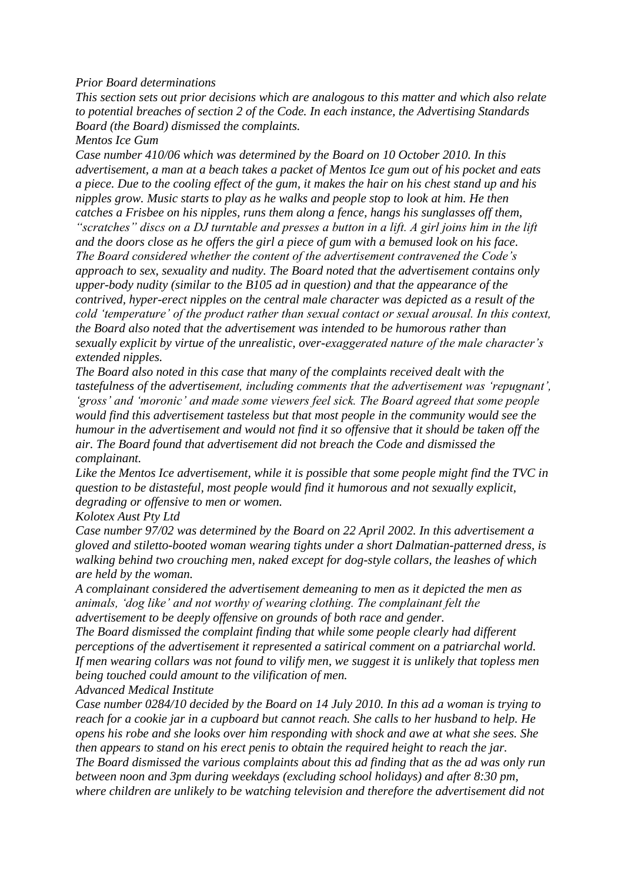*Prior Board determinations*

*This section sets out prior decisions which are analogous to this matter and which also relate to potential breaches of section 2 of the Code. In each instance, the Advertising Standards Board (the Board) dismissed the complaints.*

*Mentos Ice Gum*

*Case number 410/06 which was determined by the Board on 10 October 2010. In this advertisement, a man at a beach takes a packet of Mentos Ice gum out of his pocket and eats a piece. Due to the cooling effect of the gum, it makes the hair on his chest stand up and his nipples grow. Music starts to play as he walks and people stop to look at him. He then catches a Frisbee on his nipples, runs them along a fence, hangs his sunglasses off them, "scratches" discs on a DJ turntable and presses a button in a lift. A girl joins him in the lift and the doors close as he offers the girl a piece of gum with a bemused look on his face.*

*The Board considered whether the content of the advertisement contravened the Code's approach to sex, sexuality and nudity. The Board noted that the advertisement contains only upper-body nudity (similar to the B105 ad in question) and that the appearance of the contrived, hyper-erect nipples on the central male character was depicted as a result of the cold 'temperature' of the product rather than sexual contact or sexual arousal. In this context, the Board also noted that the advertisement was intended to be humorous rather than sexually explicit by virtue of the unrealistic, over-exaggerated nature of the male character's extended nipples.*

*The Board also noted in this case that many of the complaints received dealt with the tastefulness of the advertisement, including comments that the advertisement was 'repugnant', 'gross' and 'moronic' and made some viewers feel sick. The Board agreed that some people would find this advertisement tasteless but that most people in the community would see the humour in the advertisement and would not find it so offensive that it should be taken off the air. The Board found that advertisement did not breach the Code and dismissed the complainant.*

*Like the Mentos Ice advertisement, while it is possible that some people might find the TVC in question to be distasteful, most people would find it humorous and not sexually explicit, degrading or offensive to men or women.*

*Kolotex Aust Pty Ltd*

*Case number 97/02 was determined by the Board on 22 April 2002. In this advertisement a gloved and stiletto-booted woman wearing tights under a short Dalmatian-patterned dress, is walking behind two crouching men, naked except for dog-style collars, the leashes of which are held by the woman.*

*A complainant considered the advertisement demeaning to men as it depicted the men as animals, 'dog like' and not worthy of wearing clothing. The complainant felt the advertisement to be deeply offensive on grounds of both race and gender.*

*The Board dismissed the complaint finding that while some people clearly had different perceptions of the advertisement it represented a satirical comment on a patriarchal world. If men wearing collars was not found to vilify men, we suggest it is unlikely that topless men being touched could amount to the vilification of men.*

*Advanced Medical Institute*

*Case number 0284/10 decided by the Board on 14 July 2010. In this ad a woman is trying to reach for a cookie jar in a cupboard but cannot reach. She calls to her husband to help. He opens his robe and she looks over him responding with shock and awe at what she sees. She then appears to stand on his erect penis to obtain the required height to reach the jar.*

*The Board dismissed the various complaints about this ad finding that as the ad was only run between noon and 3pm during weekdays (excluding school holidays) and after 8:30 pm, where children are unlikely to be watching television and therefore the advertisement did not*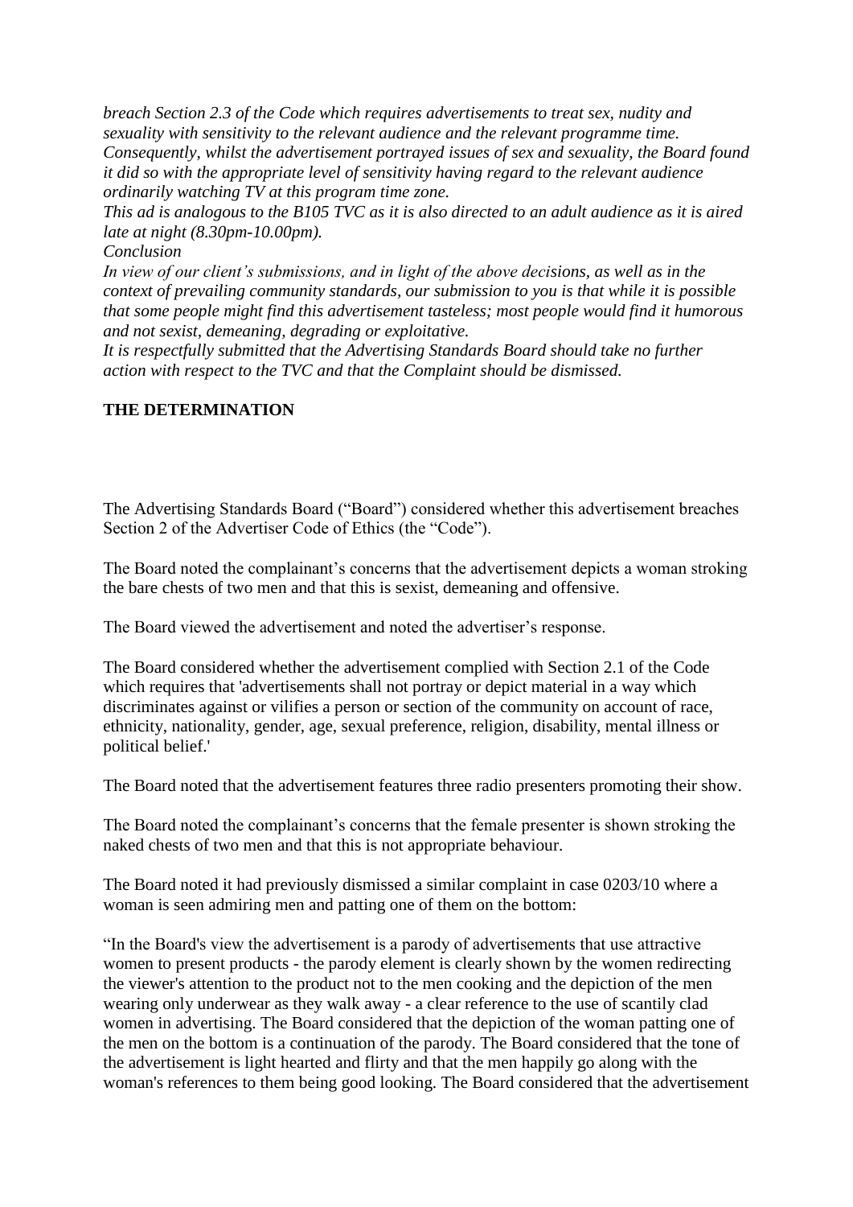*breach Section 2.3 of the Code which requires advertisements to treat sex, nudity and sexuality with sensitivity to the relevant audience and the relevant programme time. Consequently, whilst the advertisement portrayed issues of sex and sexuality, the Board found it did so with the appropriate level of sensitivity having regard to the relevant audience ordinarily watching TV at this program time zone.*

*This ad is analogous to the B105 TVC as it is also directed to an adult audience as it is aired late at night (8.30pm-10.00pm).*

*Conclusion*

*In view of our client's submissions, and in light of the above decisions, as well as in the context of prevailing community standards, our submission to you is that while it is possible that some people might find this advertisement tasteless; most people would find it humorous and not sexist, demeaning, degrading or exploitative.*

*It is respectfully submitted that the Advertising Standards Board should take no further action with respect to the TVC and that the Complaint should be dismissed.*

**THE DETERMINATION**

The Advertising Standards Board ("Board") considered whether this advertisement breaches Section 2 of the Advertiser Code of Ethics (the "Code").

The Board noted the complainant's concerns that the advertisement depicts a woman stroking the bare chests of two men and that this is sexist, demeaning and offensive.

The Board viewed the advertisement and noted the advertiser's response.

The Board considered whether the advertisement complied with Section 2.1 of the Code which requires that 'advertisements shall not portray or depict material in a way which discriminates against or vilifies a person or section of the community on account of race, ethnicity, nationality, gender, age, sexual preference, religion, disability, mental illness or political belief.'

The Board noted that the advertisement features three radio presenters promoting their show.

The Board noted the complainant's concerns that the female presenter is shown stroking the naked chests of two men and that this is not appropriate behaviour.

The Board noted it had previously dismissed a similar complaint in case 0203/10 where a woman is seen admiring men and patting one of them on the bottom:

"In the Board's view the advertisement is a parody of advertisements that use attractive women to present products - the parody element is clearly shown by the women redirecting the viewer's attention to the product not to the men cooking and the depiction of the men wearing only underwear as they walk away - a clear reference to the use of scantily clad women in advertising. The Board considered that the depiction of the woman patting one of the men on the bottom is a continuation of the parody. The Board considered that the tone of the advertisement is light hearted and flirty and that the men happily go along with the woman's references to them being good looking. The Board considered that the advertisement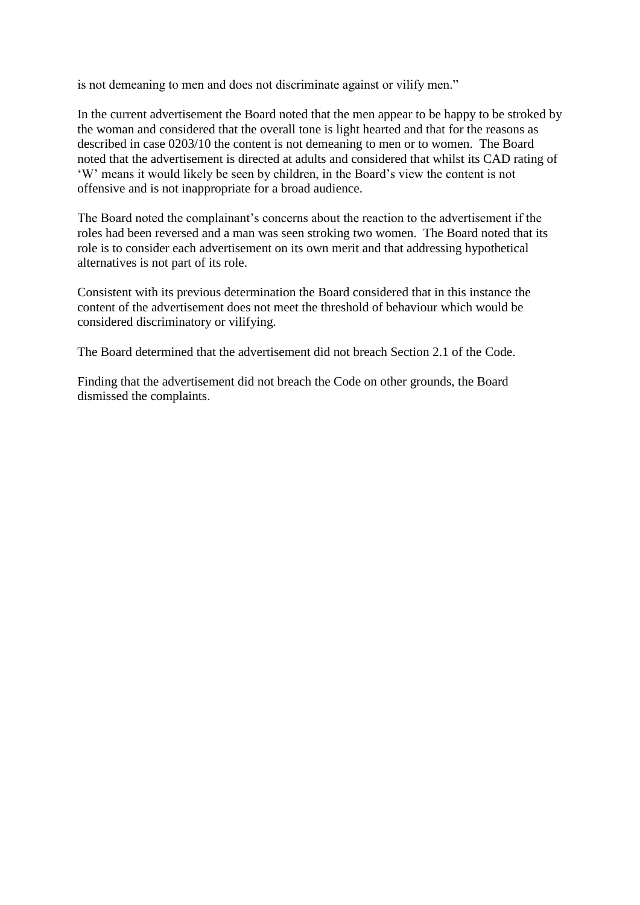is not demeaning to men and does not discriminate against or vilify men."

In the current advertisement the Board noted that the men appear to be happy to be stroked by the woman and considered that the overall tone is light hearted and that for the reasons as described in case 0203/10 the content is not demeaning to men or to women. The Board noted that the advertisement is directed at adults and considered that whilst its CAD rating of 'W' means it would likely be seen by children, in the Board's view the content is not offensive and is not inappropriate for a broad audience.

The Board noted the complainant's concerns about the reaction to the advertisement if the roles had been reversed and a man was seen stroking two women. The Board noted that its role is to consider each advertisement on its own merit and that addressing hypothetical alternatives is not part of its role.

Consistent with its previous determination the Board considered that in this instance the content of the advertisement does not meet the threshold of behaviour which would be considered discriminatory or vilifying.

The Board determined that the advertisement did not breach Section 2.1 of the Code.

Finding that the advertisement did not breach the Code on other grounds, the Board dismissed the complaints.